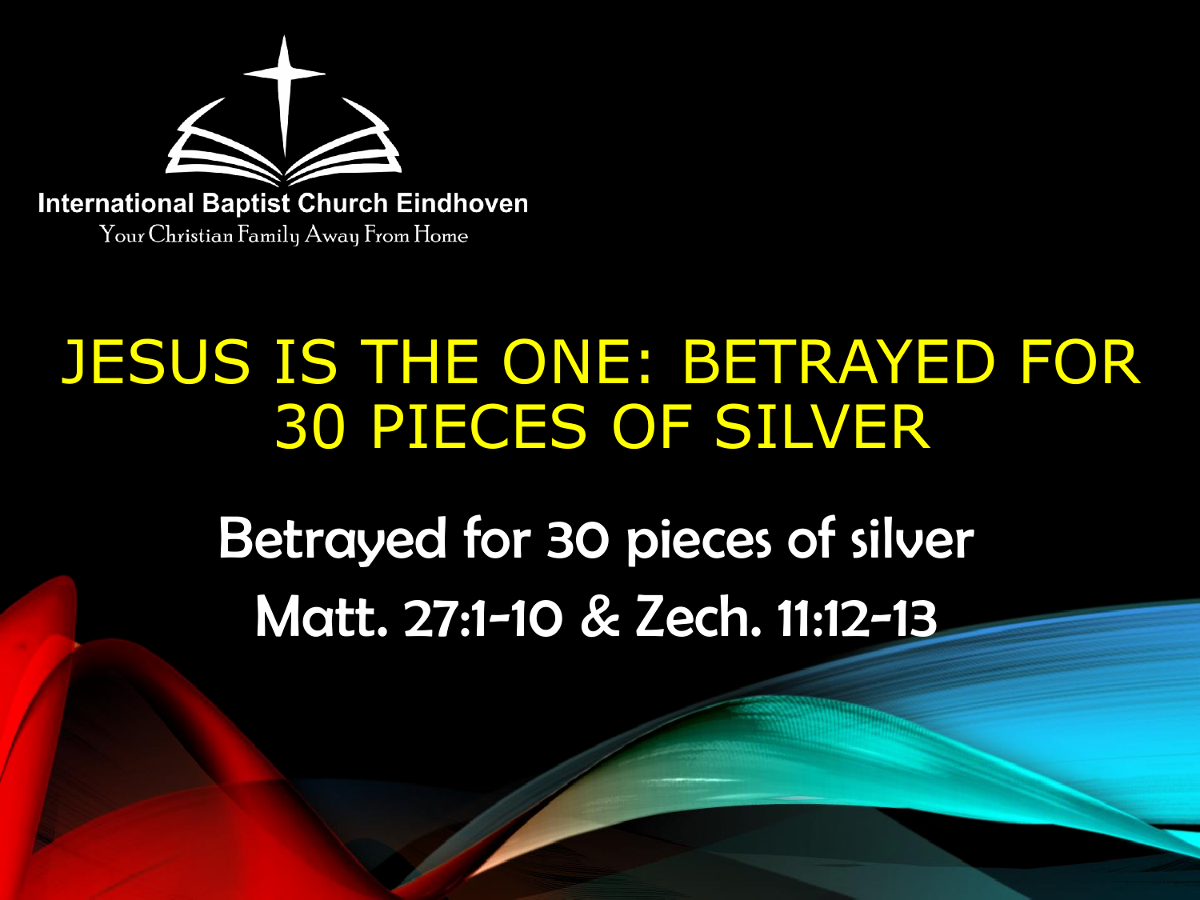International Baptist Church Eindhoven

Your Christian Family Away From Home

# JESUS IS THE ONE: BETRAYED FOR 30 PIECES OF SILVER

Betrayed for 30 pieces of silver

Matt. 27:1-10 & Zech. 11:12-13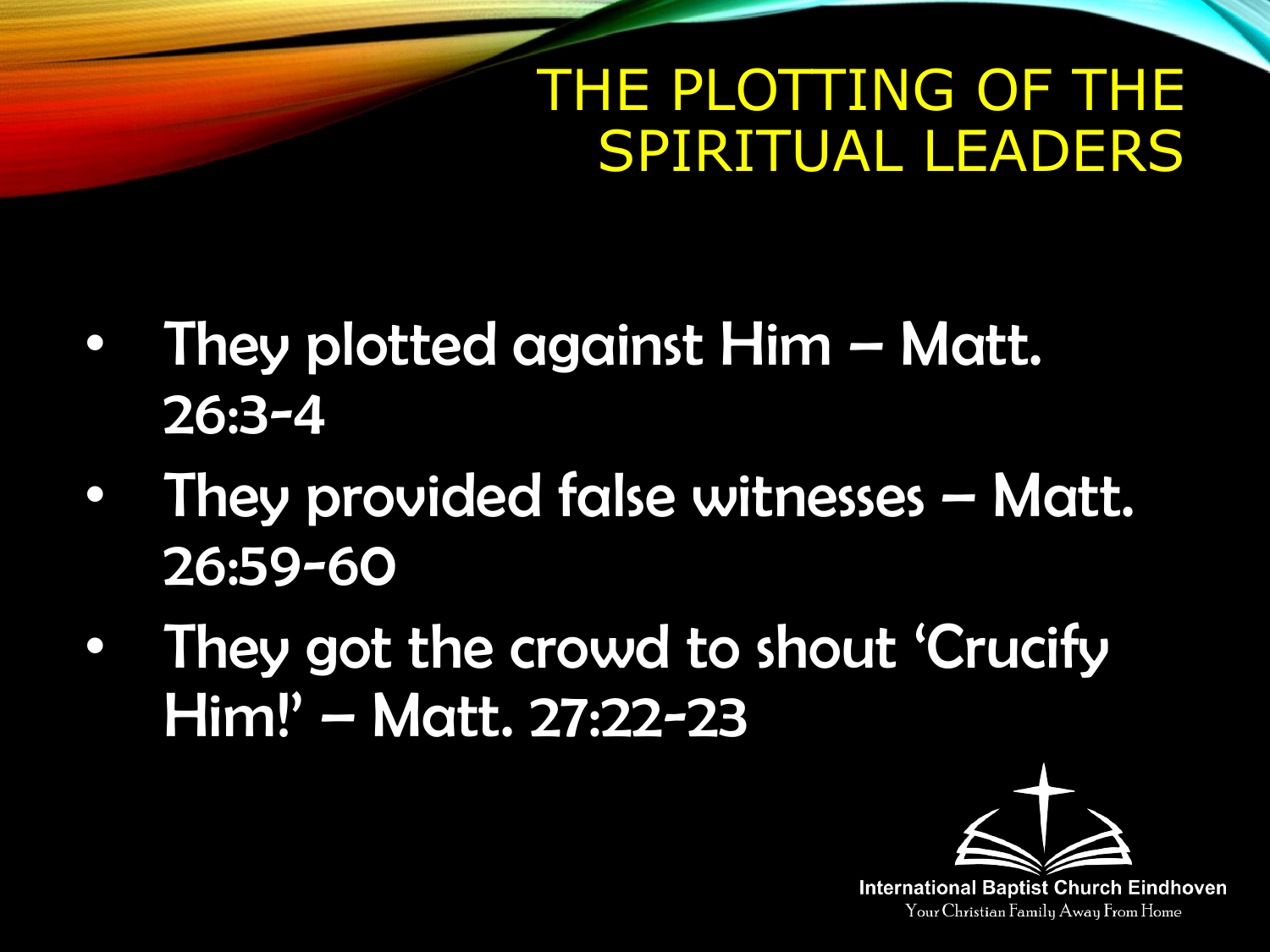# THE PLOTTING OF THE SPIRITUAL LEADERS

- They plotted against Him – Matt. 26:3-4
- They provided false witnesses – Matt. 26:59-60
- They got the crowd to shout 'Crucify Him!' – Matt. 27:22-23

International Baptist Church Eindhoven
Your Christian Family Away From Home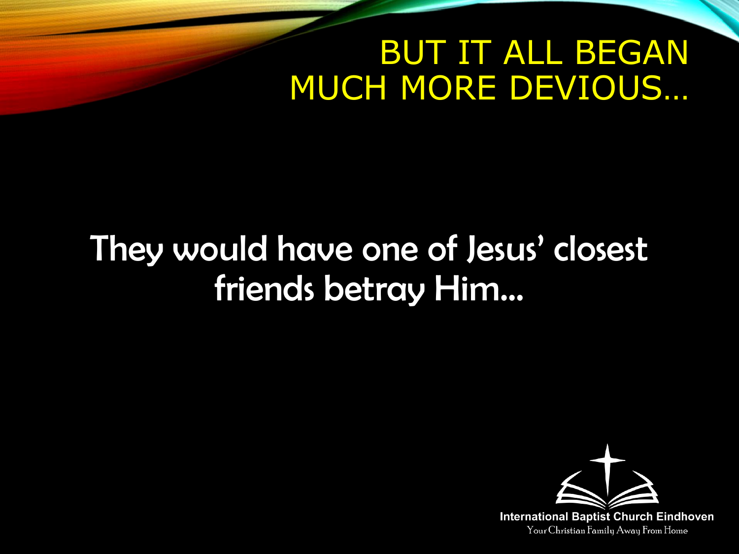# BUT IT ALL BEGAN MUCH MORE DEVIOUS…

They would have one of Jesus' closest friends betray Him…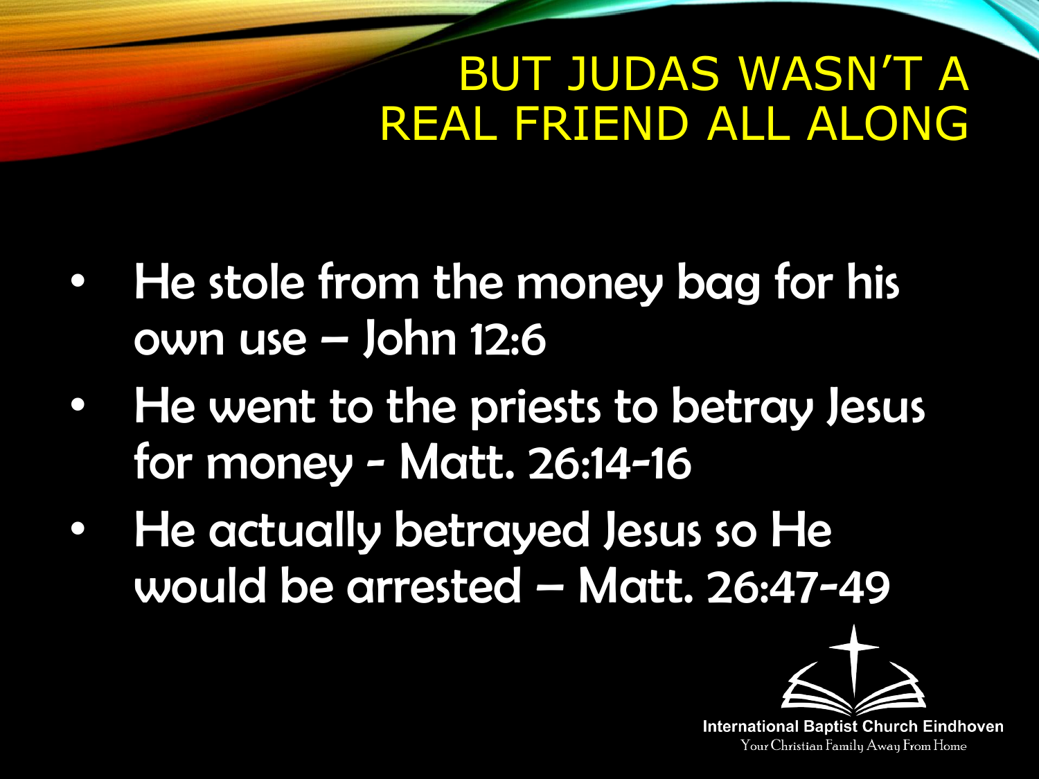# BUT JUDAS WASN'T A REAL FRIEND ALL ALONG

- He stole from the money bag for his own use – John 12:6
- He went to the priests to betray Jesus for money - Matt. 26:14-16
- He actually betrayed Jesus so He would be arrested – Matt. 26:47-49

International Baptist Church Eindhoven
Your Christian Family Away From Home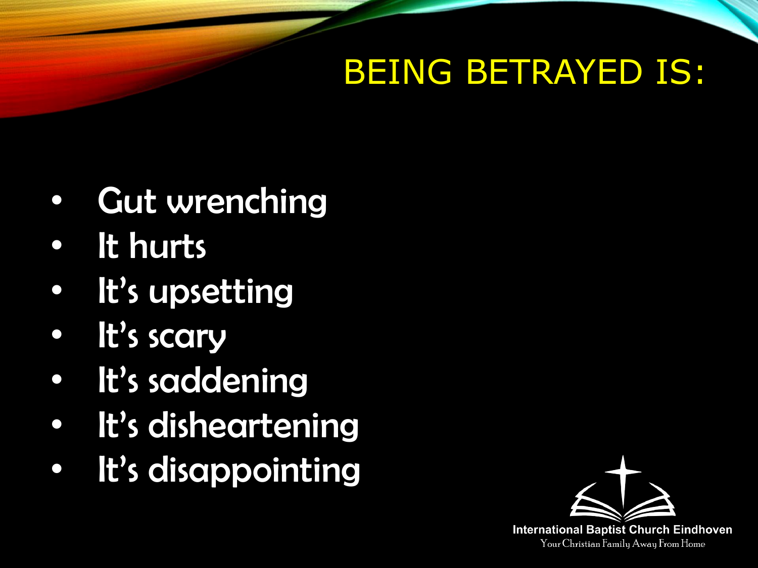# BEING BETRAYED IS:

- Gut wrenching
- It hurts
- It's upsetting
- It's scary
- It's saddening
- It's disheartening
- It's disappointing

International Baptist Church Eindhoven
Your Christian Family Away From Home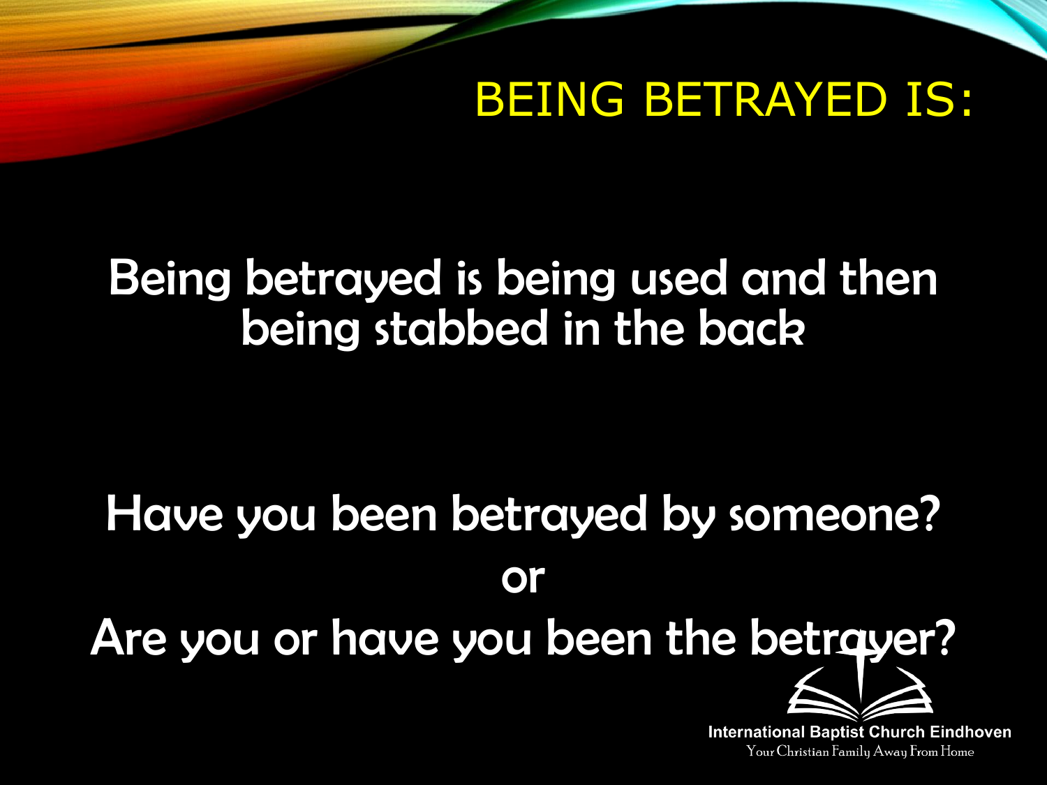# BEING BETRAYED IS:

Being betrayed is being used and then being stabbed in the back

Have you been betrayed by someone?

or

Are you or have you been the betrayer?

International Baptist Church Eindhoven
Your Christian Family Away From Home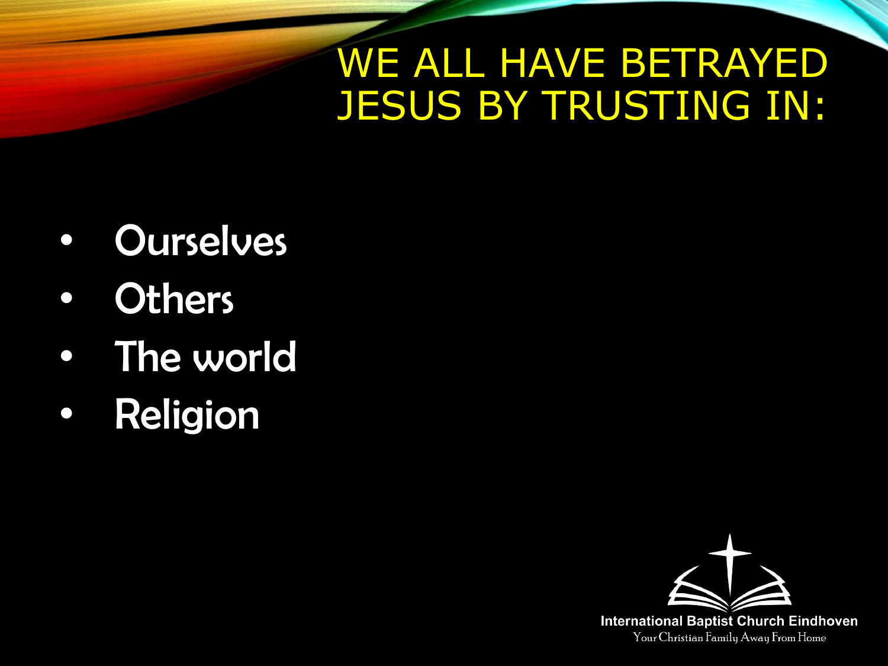# WE ALL HAVE BETRAYED JESUS BY TRUSTING IN:

- Ourselves
- Others
- The world
- Religion

International Baptist Church Eindhoven

Your Christian Family Away From Home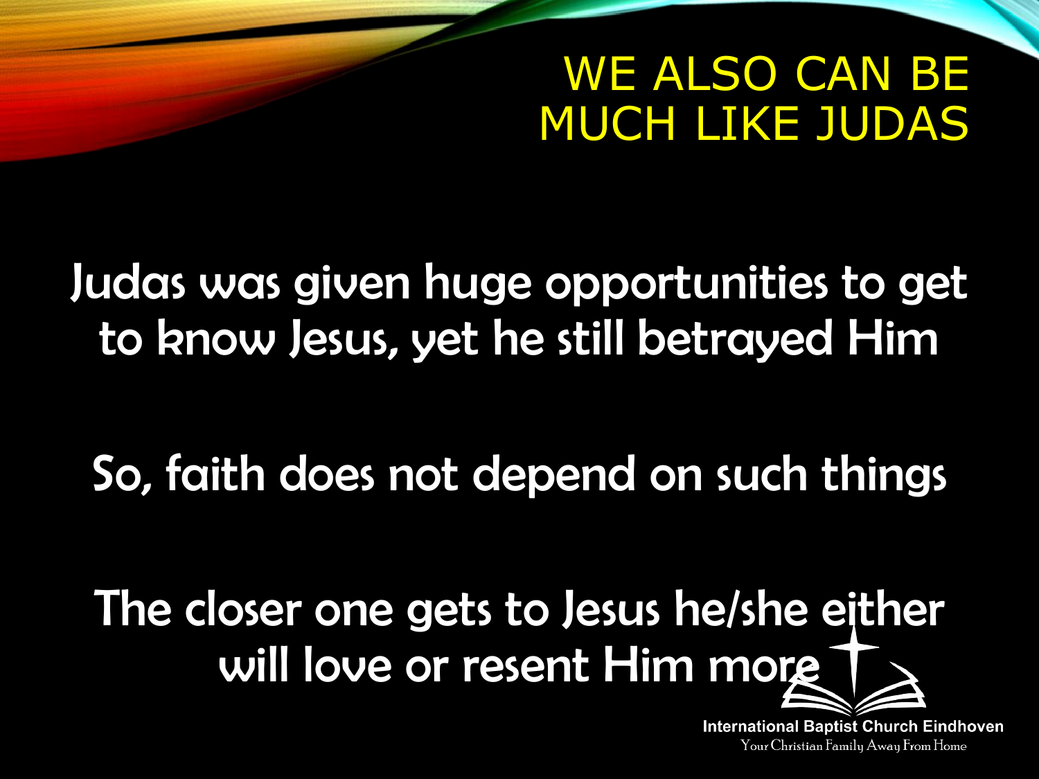# WE ALSO CAN BE MUCH LIKE JUDAS

Judas was given huge opportunities to get to know Jesus, yet he still betrayed Him

So, faith does not depend on such things

The closer one gets to Jesus he/she either will love or resent Him more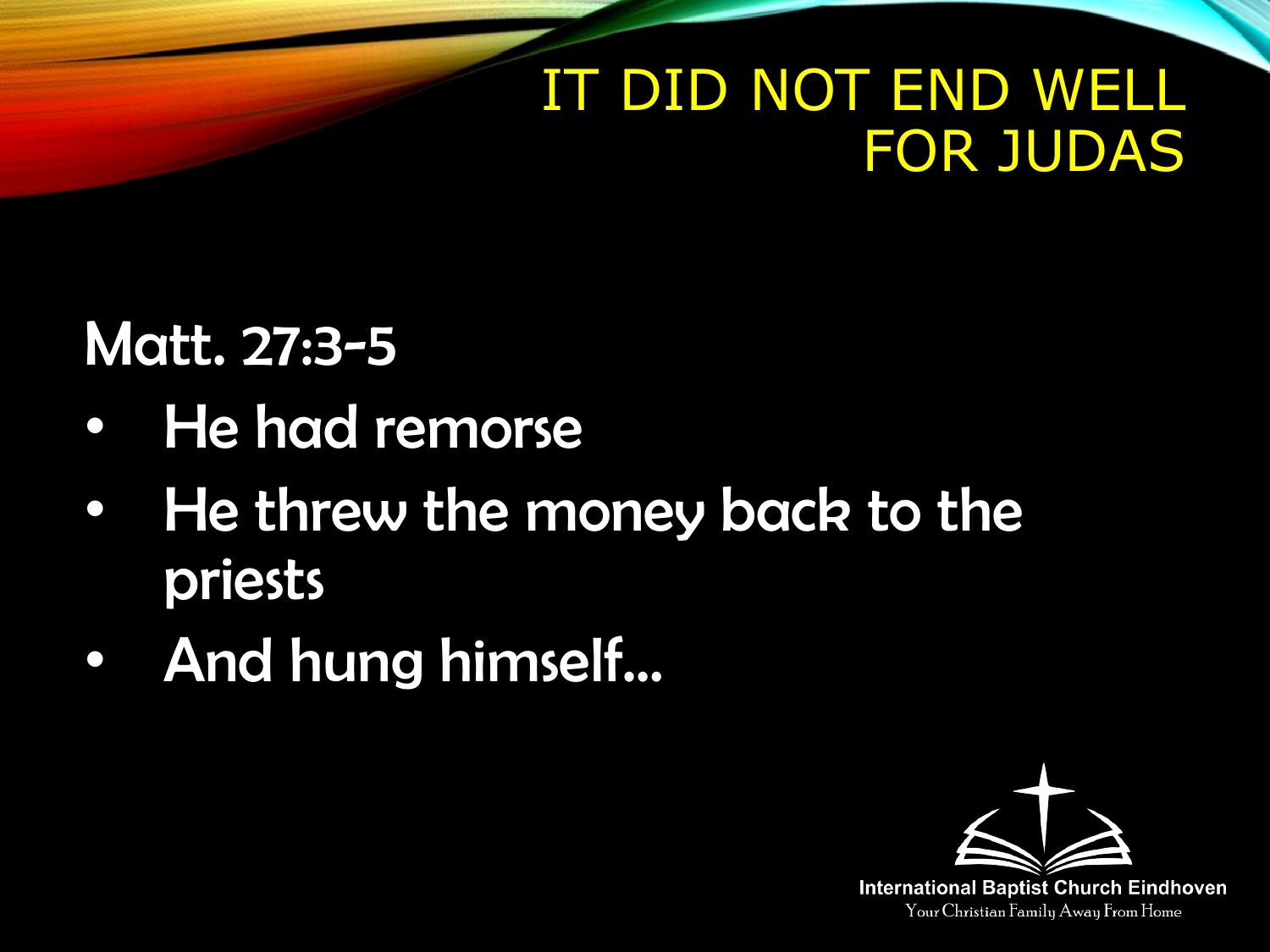# IT DID NOT END WELL FOR JUDAS

Matt. 27:3-5

- He had remorse
- He threw the money back to the priests
- And hung himself…

International Baptist Church Eindhoven

Your Christian Family Away From Home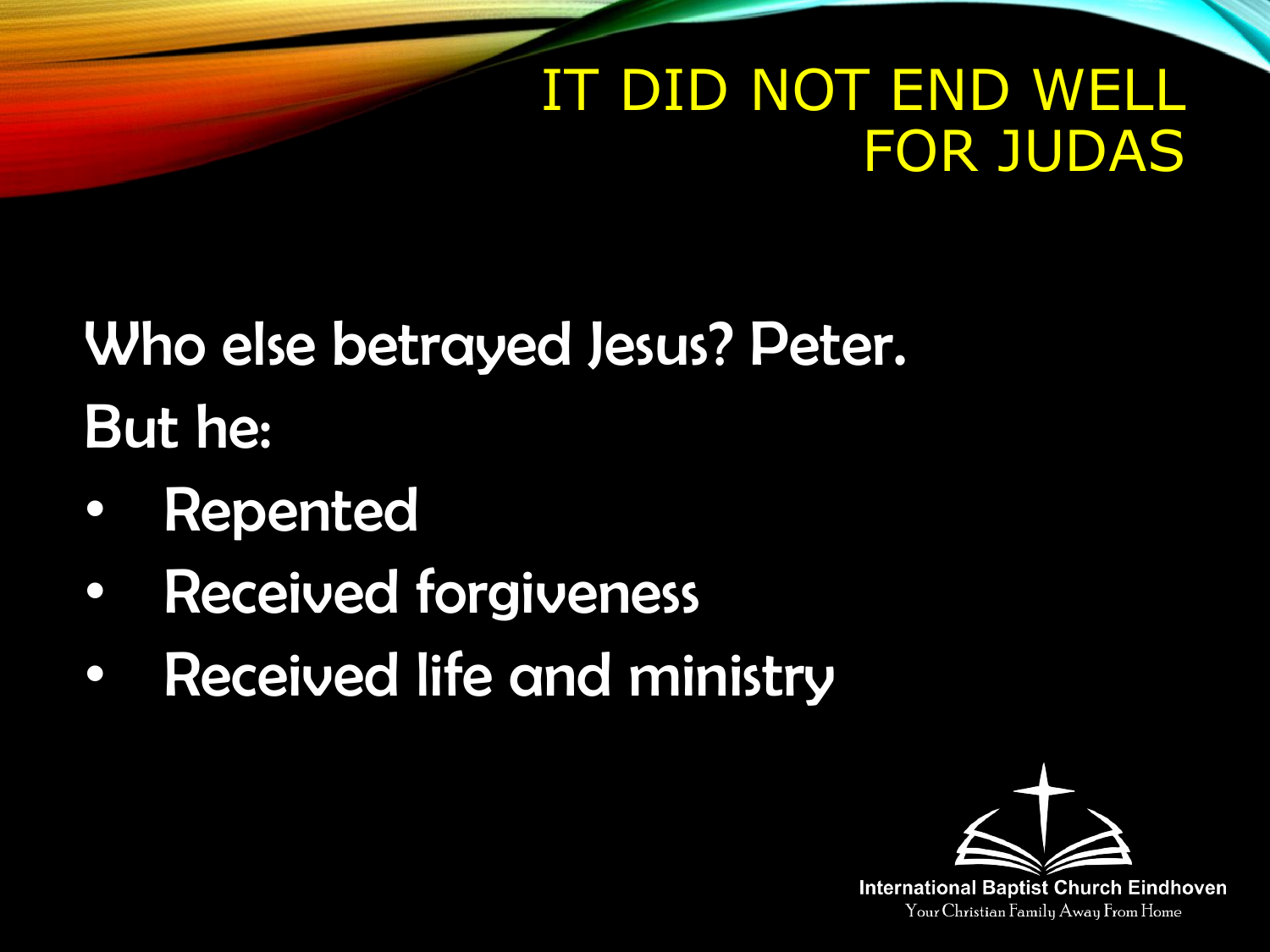# IT DID NOT END WELL FOR JUDAS

Who else betrayed Jesus? Peter.

But he:

- Repented
- Received forgiveness
- Received life and ministry

International Baptist Church Eindhoven

Your Christian Family Away From Home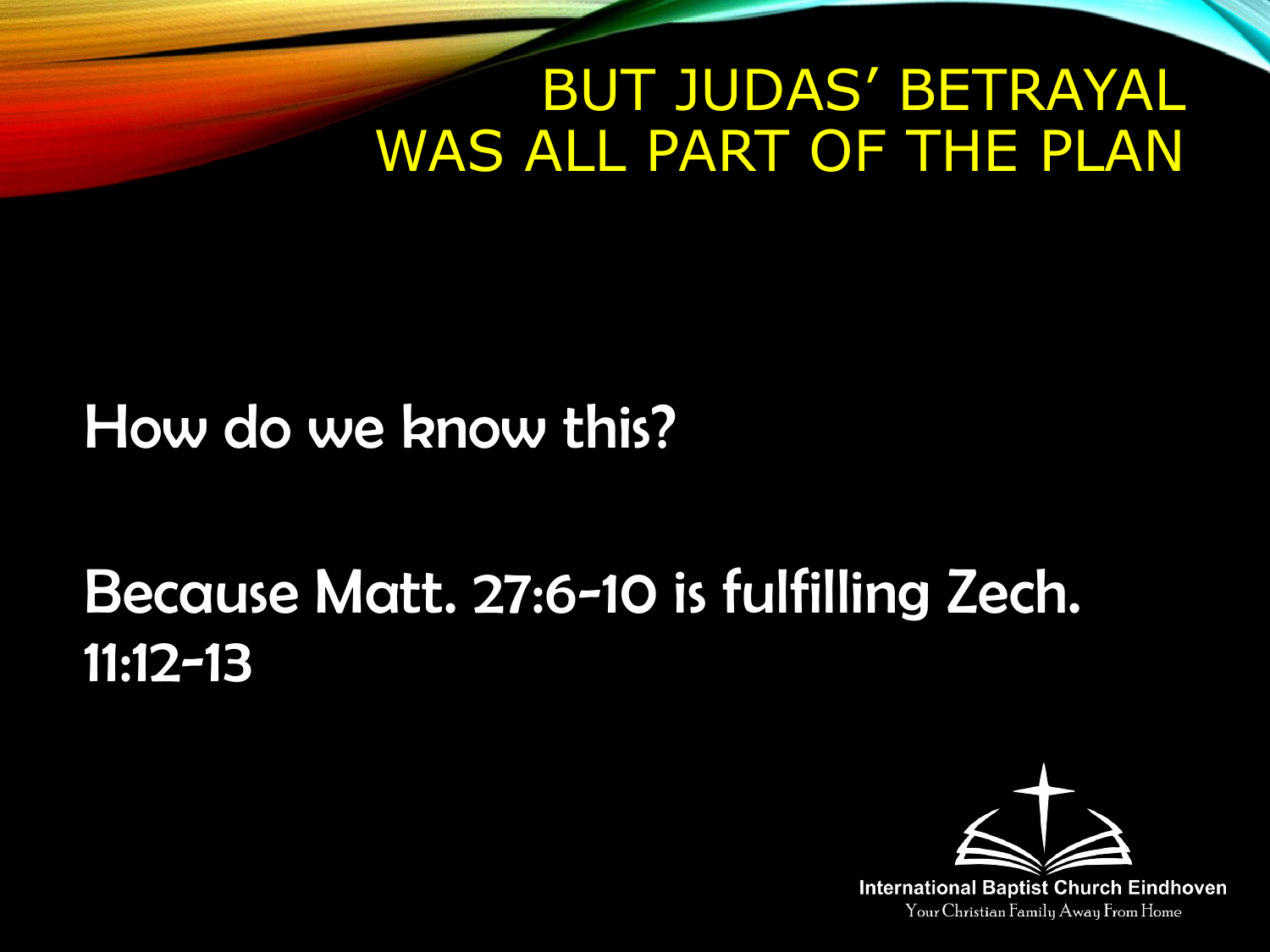# BUT JUDAS' BETRAYAL WAS ALL PART OF THE PLAN

How do we know this?

Because Matt. 27:6-10 is fulfilling Zech. 11:12-13

International Baptist Church Eindhoven

Your Christian Family Away From Home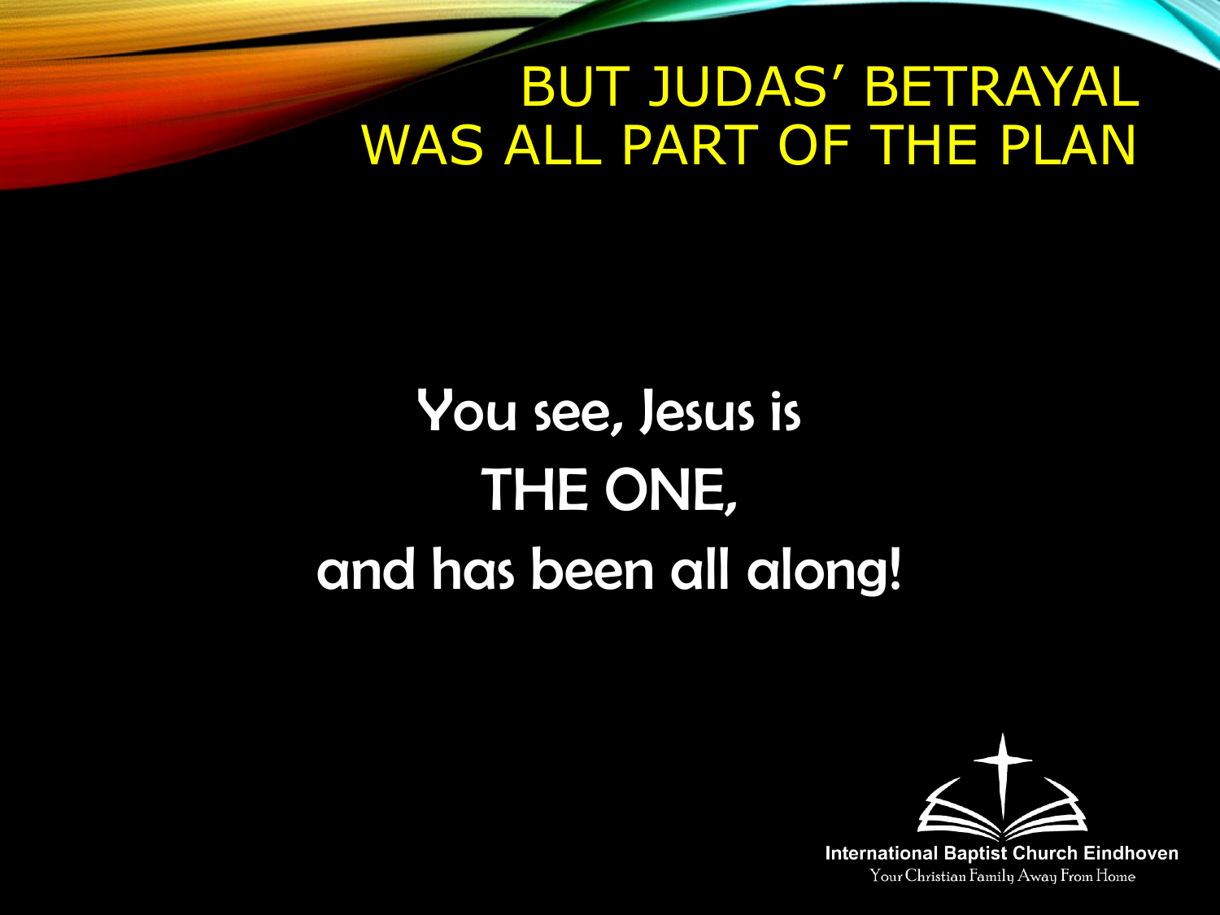# BUT JUDAS' BETRAYAL WAS ALL PART OF THE PLAN

**You see, Jesus is**
**THE ONE,**
**and has been all along!**

International Baptist Church Eindhoven
Your Christian Family Away From Home